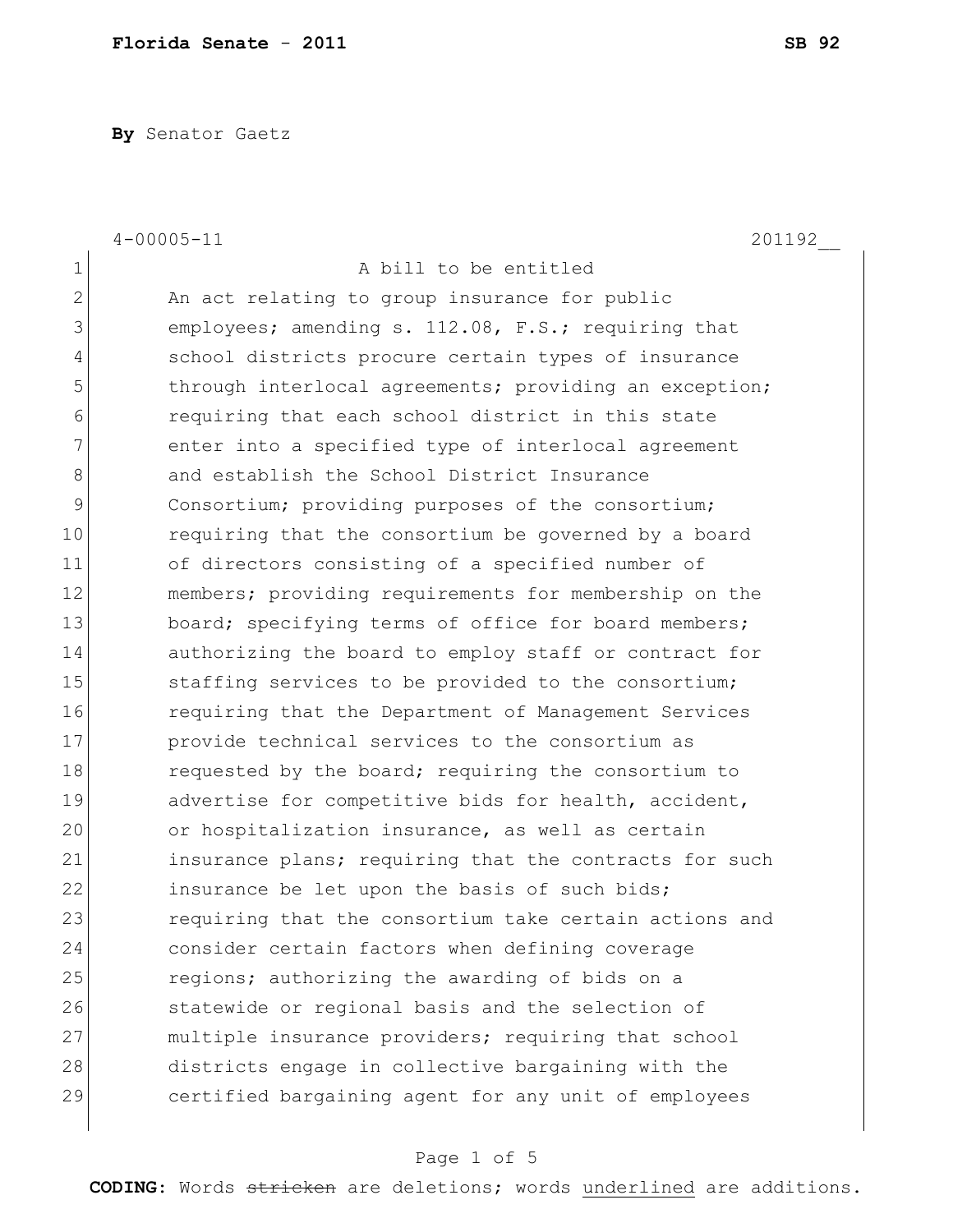**Florida Senate - 2011** **SB 92**

**By** Senator Gaetz

4-00005-11 201192__

1 A bill to be entitled
2 An act relating to group insurance for public
3 employees; amending s. 112.08, F.S.; requiring that
4 school districts procure certain types of insurance
5 through interlocal agreements; providing an exception;
6 requiring that each school district in this state
7 enter into a specified type of interlocal agreement
8 and establish the School District Insurance
9 Consortium; providing purposes of the consortium;
10 requiring that the consortium be governed by a board
11 of directors consisting of a specified number of
12 members; providing requirements for membership on the
13 board; specifying terms of office for board members;
14 authorizing the board to employ staff or contract for
15 staffing services to be provided to the consortium;
16 requiring that the Department of Management Services
17 provide technical services to the consortium as
18 requested by the board; requiring the consortium to
19 advertise for competitive bids for health, accident,
20 or hospitalization insurance, as well as certain
21 insurance plans; requiring that the contracts for such
22 insurance be let upon the basis of such bids;
23 requiring that the consortium take certain actions and
24 consider certain factors when defining coverage
25 regions; authorizing the awarding of bids on a
26 statewide or regional basis and the selection of
27 multiple insurance providers; requiring that school
28 districts engage in collective bargaining with the
29 certified bargaining agent for any unit of employees

**CODING:** Words ~~stricken~~ are deletions; words <u>underlined</u> are additions.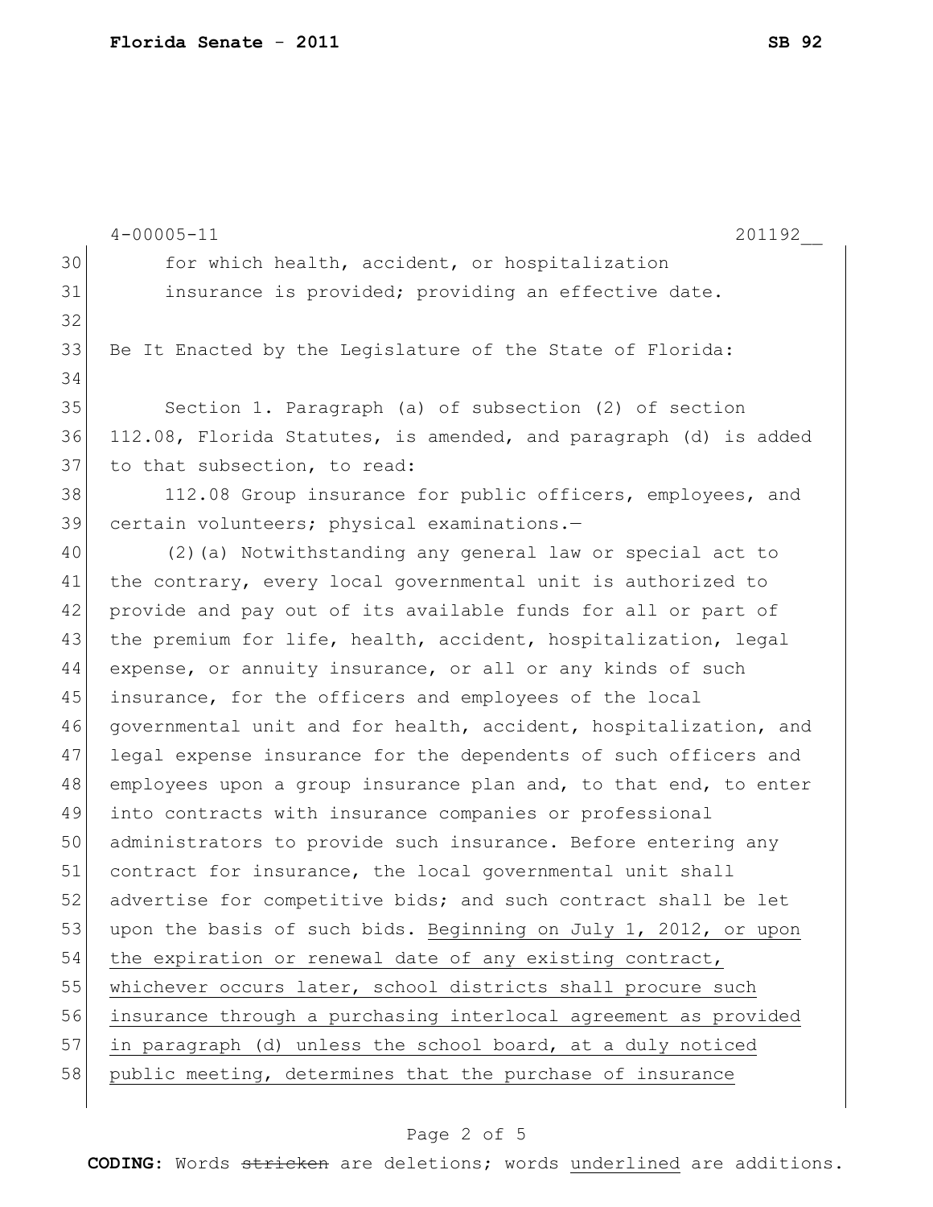for which health, accident, or hospitalization insurance is provided; providing an effective date.

Be It Enacted by the Legislature of the State of Florida:

Section 1. Paragraph (a) of subsection (2) of section 112.08, Florida Statutes, is amended, and paragraph (d) is added to that subsection, to read:

112.08 Group insurance for public officers, employees, and certain volunteers; physical examinations.—

(2)(a) Notwithstanding any general law or special act to the contrary, every local governmental unit is authorized to provide and pay out of its available funds for all or part of the premium for life, health, accident, hospitalization, legal expense, or annuity insurance, or all or any kinds of such insurance, for the officers and employees of the local governmental unit and for health, accident, hospitalization, and legal expense insurance for the dependents of such officers and employees upon a group insurance plan and, to that end, to enter into contracts with insurance companies or professional administrators to provide such insurance. Before entering any contract for insurance, the local governmental unit shall advertise for competitive bids; and such contract shall be let upon the basis of such bids. <u>Beginning on July 1, 2012, or upon the expiration or renewal date of any existing contract, whichever occurs later, school districts shall procure such insurance through a purchasing interlocal agreement as provided in paragraph (d) unless the school board, at a duly noticed public meeting, determines that the purchase of insurance</u>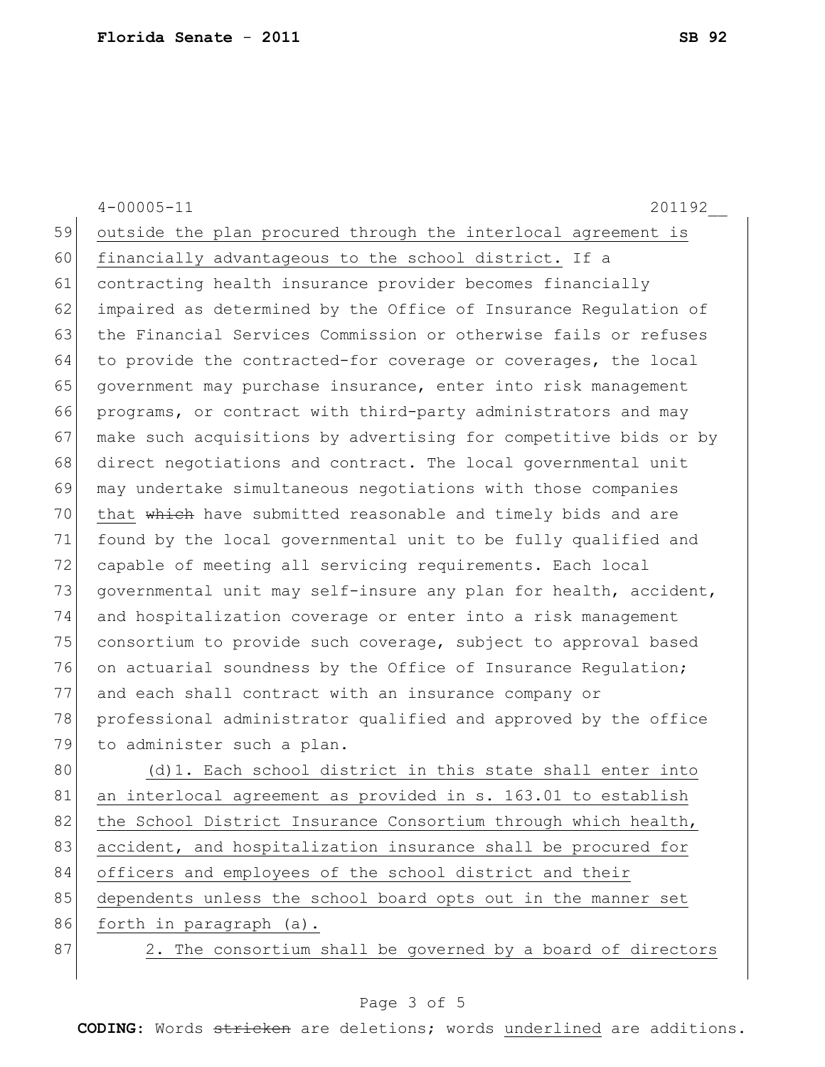outside the plan procured through the interlocal agreement is financially advantageous to the school district. If a contracting health insurance provider becomes financially impaired as determined by the Office of Insurance Regulation of the Financial Services Commission or otherwise fails or refuses to provide the contracted-for coverage or coverages, the local government may purchase insurance, enter into risk management programs, or contract with third-party administrators and may make such acquisitions by advertising for competitive bids or by direct negotiations and contract. The local governmental unit may undertake simultaneous negotiations with those companies that ~~which~~ have submitted reasonable and timely bids and are found by the local governmental unit to be fully qualified and capable of meeting all servicing requirements. Each local governmental unit may self-insure any plan for health, accident, and hospitalization coverage or enter into a risk management consortium to provide such coverage, subject to approval based on actuarial soundness by the Office of Insurance Regulation; and each shall contract with an insurance company or professional administrator qualified and approved by the office to administer such a plan.

(d)1. Each school district in this state shall enter into an interlocal agreement as provided in s. 163.01 to establish the School District Insurance Consortium through which health, accident, and hospitalization insurance shall be procured for officers and employees of the school district and their dependents unless the school board opts out in the manner set forth in paragraph (a).

2. The consortium shall be governed by a board of directors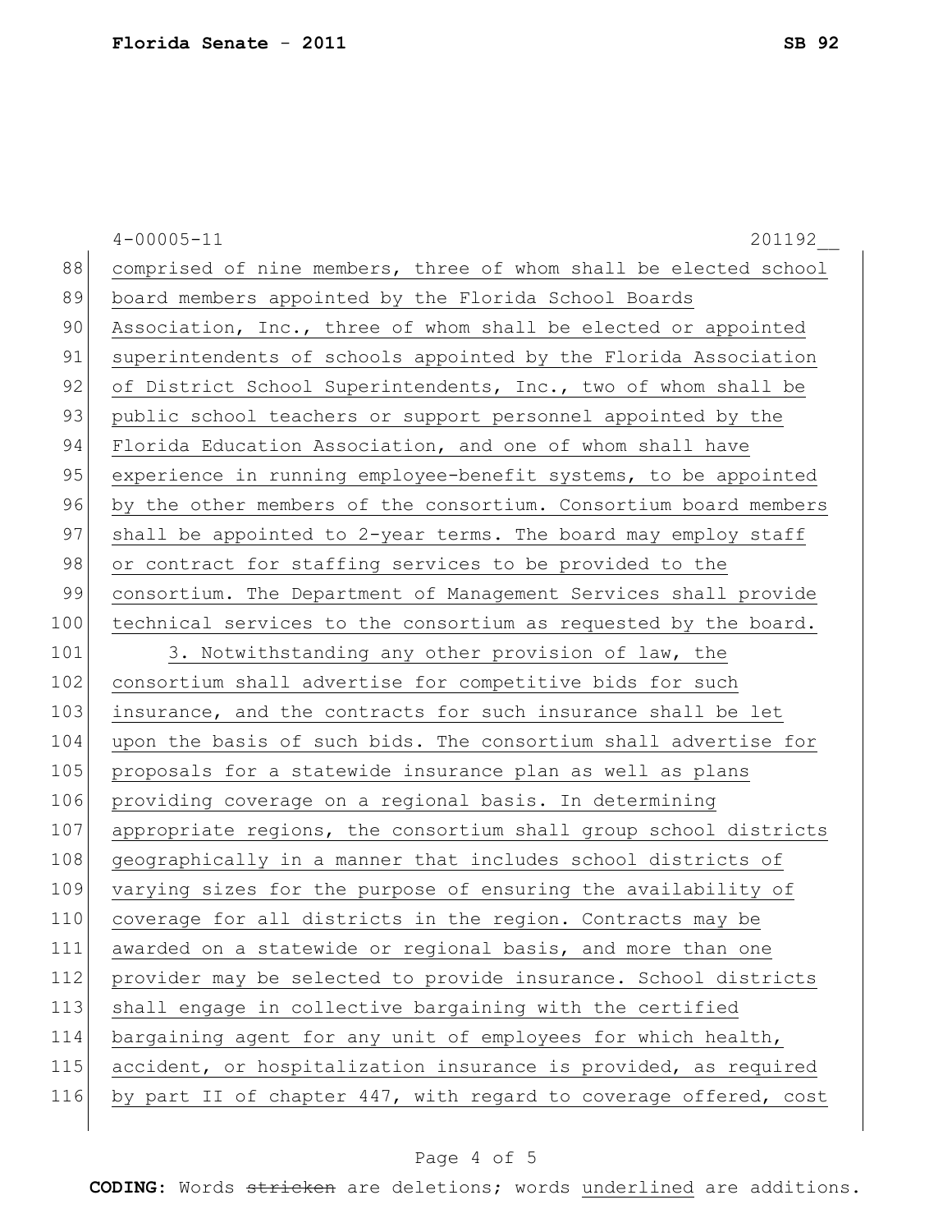comprised of nine members, three of whom shall be elected school board members appointed by the Florida School Boards Association, Inc., three of whom shall be elected or appointed superintendents of schools appointed by the Florida Association of District School Superintendents, Inc., two of whom shall be public school teachers or support personnel appointed by the Florida Education Association, and one of whom shall have experience in running employee-benefit systems, to be appointed by the other members of the consortium. Consortium board members shall be appointed to 2-year terms. The board may employ staff or contract for staffing services to be provided to the consortium. The Department of Management Services shall provide technical services to the consortium as requested by the board.

3. Notwithstanding any other provision of law, the consortium shall advertise for competitive bids for such insurance, and the contracts for such insurance shall be let upon the basis of such bids. The consortium shall advertise for proposals for a statewide insurance plan as well as plans providing coverage on a regional basis. In determining appropriate regions, the consortium shall group school districts geographically in a manner that includes school districts of varying sizes for the purpose of ensuring the availability of coverage for all districts in the region. Contracts may be awarded on a statewide or regional basis, and more than one provider may be selected to provide insurance. School districts shall engage in collective bargaining with the certified bargaining agent for any unit of employees for which health, accident, or hospitalization insurance is provided, as required by part II of chapter 447, with regard to coverage offered, cost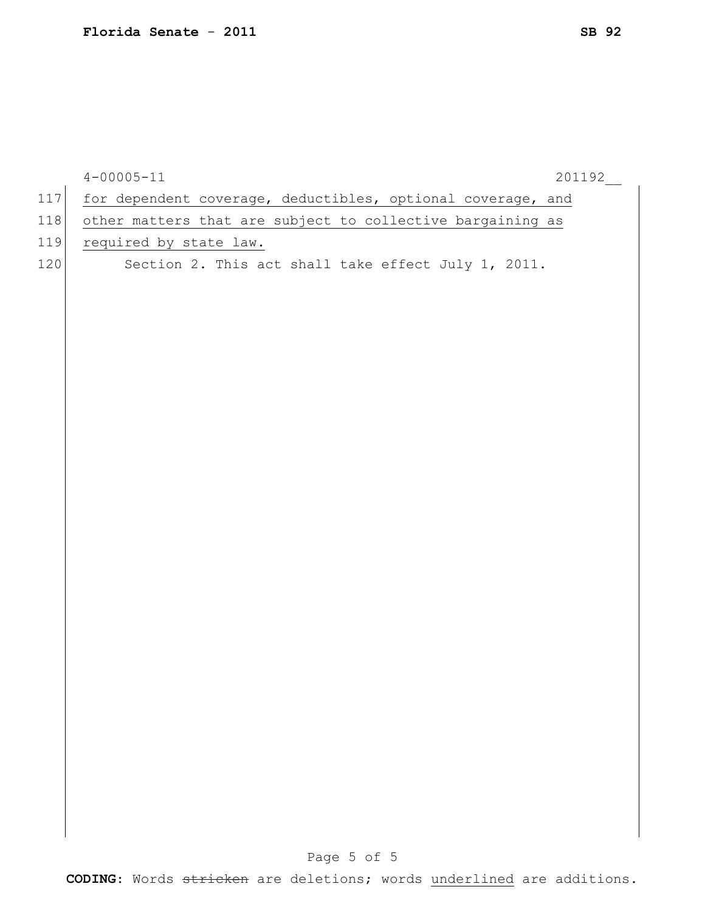4-00005-11 201192__

117 for dependent coverage, deductibles, optional coverage, and
118 other matters that are subject to collective bargaining as
119 required by state law.
120 Section 2. This act shall take effect July 1, 2011.

**CODING:** Words ~~stricken~~ are deletions; words <u>underlined</u> are additions.